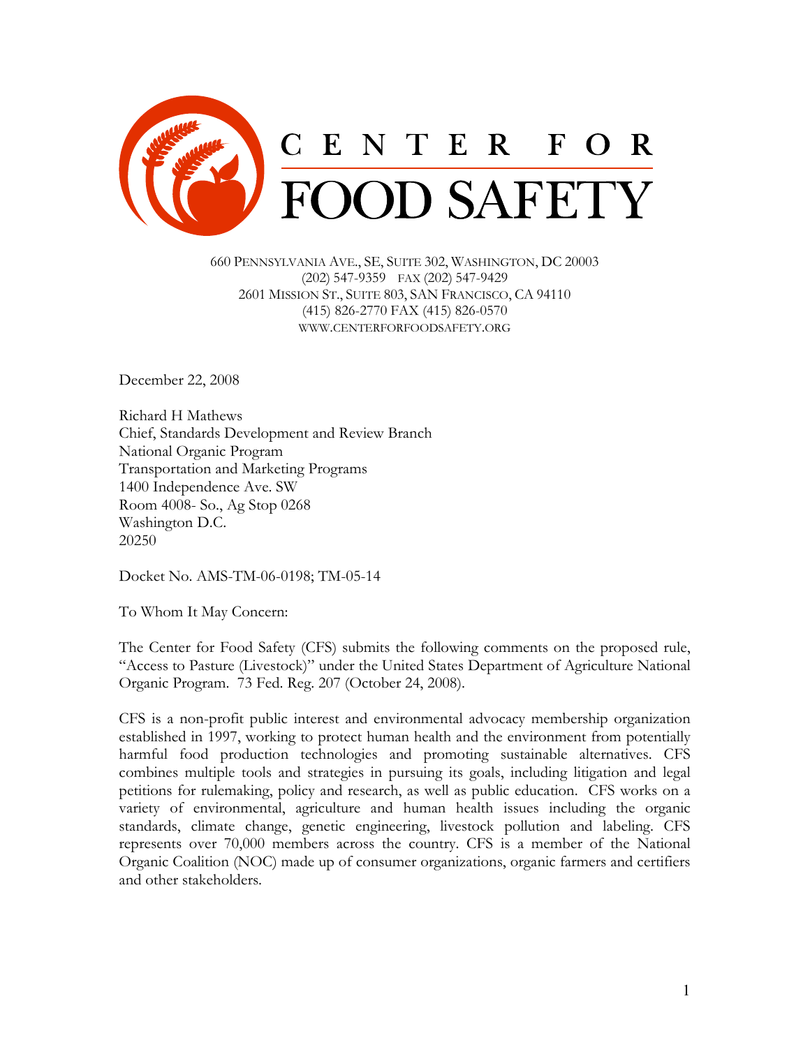# CENTER FOR FOOD SAFETY

660 PENNSYLVANIA AVE., SE, SUITE 302, WASHINGTON, DC 20003
(202) 547-9359 FAX (202) 547-9429
2601 MISSION ST., SUITE 803, SAN FRANCISCO, CA 94110
(415) 826-2770 FAX (415) 826-0570
WWW.CENTERFORFOODSAFETY.ORG

December 22, 2008

Richard H Mathews
Chief, Standards Development and Review Branch
National Organic Program
Transportation and Marketing Programs
1400 Independence Ave. SW
Room 4008- So., Ag Stop 0268
Washington D.C.
20250

Docket No. AMS-TM-06-0198; TM-05-14

To Whom It May Concern:

The Center for Food Safety (CFS) submits the following comments on the proposed rule, "Access to Pasture (Livestock)" under the United States Department of Agriculture National Organic Program. 73 Fed. Reg. 207 (October 24, 2008).

CFS is a non-profit public interest and environmental advocacy membership organization established in 1997, working to protect human health and the environment from potentially harmful food production technologies and promoting sustainable alternatives. CFS combines multiple tools and strategies in pursuing its goals, including litigation and legal petitions for rulemaking, policy and research, as well as public education. CFS works on a variety of environmental, agriculture and human health issues including the organic standards, climate change, genetic engineering, livestock pollution and labeling. CFS represents over 70,000 members across the country. CFS is a member of the National Organic Coalition (NOC) made up of consumer organizations, organic farmers and certifiers and other stakeholders.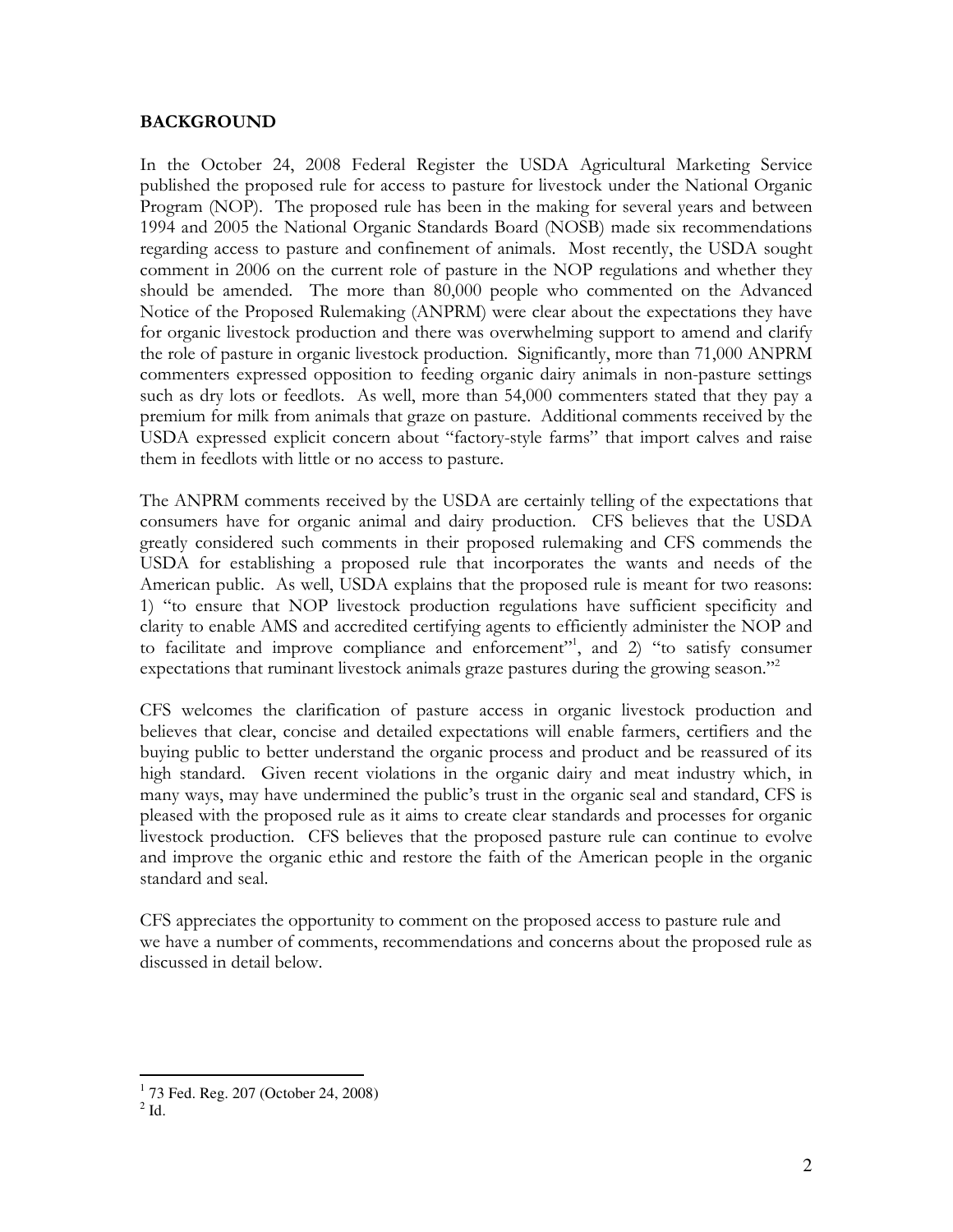## BACKGROUND

In the October 24, 2008 Federal Register the USDA Agricultural Marketing Service published the proposed rule for access to pasture for livestock under the National Organic Program (NOP). The proposed rule has been in the making for several years and between 1994 and 2005 the National Organic Standards Board (NOSB) made six recommendations regarding access to pasture and confinement of animals. Most recently, the USDA sought comment in 2006 on the current role of pasture in the NOP regulations and whether they should be amended. The more than 80,000 people who commented on the Advanced Notice of the Proposed Rulemaking (ANPRM) were clear about the expectations they have for organic livestock production and there was overwhelming support to amend and clarify the role of pasture in organic livestock production. Significantly, more than 71,000 ANPRM commenters expressed opposition to feeding organic dairy animals in non-pasture settings such as dry lots or feedlots. As well, more than 54,000 commenters stated that they pay a premium for milk from animals that graze on pasture. Additional comments received by the USDA expressed explicit concern about "factory-style farms" that import calves and raise them in feedlots with little or no access to pasture.

The ANPRM comments received by the USDA are certainly telling of the expectations that consumers have for organic animal and dairy production. CFS believes that the USDA greatly considered such comments in their proposed rulemaking and CFS commends the USDA for establishing a proposed rule that incorporates the wants and needs of the American public. As well, USDA explains that the proposed rule is meant for two reasons: 1) "to ensure that NOP livestock production regulations have sufficient specificity and clarity to enable AMS and accredited certifying agents to efficiently administer the NOP and to facilitate and improve compliance and enforcement"[1], and 2) "to satisfy consumer expectations that ruminant livestock animals graze pastures during the growing season."[2]

CFS welcomes the clarification of pasture access in organic livestock production and believes that clear, concise and detailed expectations will enable farmers, certifiers and the buying public to better understand the organic process and product and be reassured of its high standard. Given recent violations in the organic dairy and meat industry which, in many ways, may have undermined the public's trust in the organic seal and standard, CFS is pleased with the proposed rule as it aims to create clear standards and processes for organic livestock production. CFS believes that the proposed pasture rule can continue to evolve and improve the organic ethic and restore the faith of the American people in the organic standard and seal.

CFS appreciates the opportunity to comment on the proposed access to pasture rule and we have a number of comments, recommendations and concerns about the proposed rule as discussed in detail below.

---

[1] 73 Fed. Reg. 207 (October 24, 2008)
[2] Id.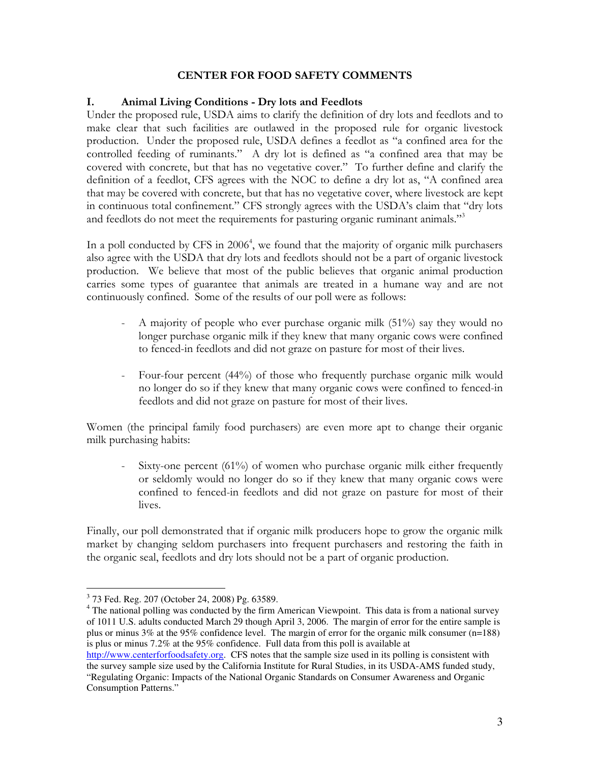## CENTER FOR FOOD SAFETY COMMENTS

### I. Animal Living Conditions - Dry lots and Feedlots

Under the proposed rule, USDA aims to clarify the definition of dry lots and feedlots and to make clear that such facilities are outlawed in the proposed rule for organic livestock production. Under the proposed rule, USDA defines a feedlot as "a confined area for the controlled feeding of ruminants." A dry lot is defined as "a confined area that may be covered with concrete, but that has no vegetative cover." To further define and clarify the definition of a feedlot, CFS agrees with the NOC to define a dry lot as, "A confined area that may be covered with concrete, but that has no vegetative cover, where livestock are kept in continuous total confinement." CFS strongly agrees with the USDA's claim that "dry lots and feedlots do not meet the requirements for pasturing organic ruminant animals."[3]

In a poll conducted by CFS in 2006[4], we found that the majority of organic milk purchasers also agree with the USDA that dry lots and feedlots should not be a part of organic livestock production. We believe that most of the public believes that organic animal production carries some types of guarantee that animals are treated in a humane way and are not continuously confined. Some of the results of our poll were as follows:

- A majority of people who ever purchase organic milk (51%) say they would no longer purchase organic milk if they knew that many organic cows were confined to fenced-in feedlots and did not graze on pasture for most of their lives.

- Four-four percent (44%) of those who frequently purchase organic milk would no longer do so if they knew that many organic cows were confined to fenced-in feedlots and did not graze on pasture for most of their lives.

Women (the principal family food purchasers) are even more apt to change their organic milk purchasing habits:

- Sixty-one percent (61%) of women who purchase organic milk either frequently or seldomly would no longer do so if they knew that many organic cows were confined to fenced-in feedlots and did not graze on pasture for most of their lives.

Finally, our poll demonstrated that if organic milk producers hope to grow the organic milk market by changing seldom purchasers into frequent purchasers and restoring the faith in the organic seal, feedlots and dry lots should not be a part of organic production.

---

[3] 73 Fed. Reg. 207 (October 24, 2008) Pg. 63589.

[4] The national polling was conducted by the firm American Viewpoint. This data is from a national survey of 1011 U.S. adults conducted March 29 though April 3, 2006. The margin of error for the entire sample is plus or minus 3% at the 95% confidence level. The margin of error for the organic milk consumer (n=188) is plus or minus 7.2% at the 95% confidence. Full data from this poll is available at http://www.centerforfoodsafety.org. CFS notes that the sample size used in its polling is consistent with the survey sample size used by the California Institute for Rural Studies, in its USDA-AMS funded study, "Regulating Organic: Impacts of the National Organic Standards on Consumer Awareness and Organic Consumption Patterns."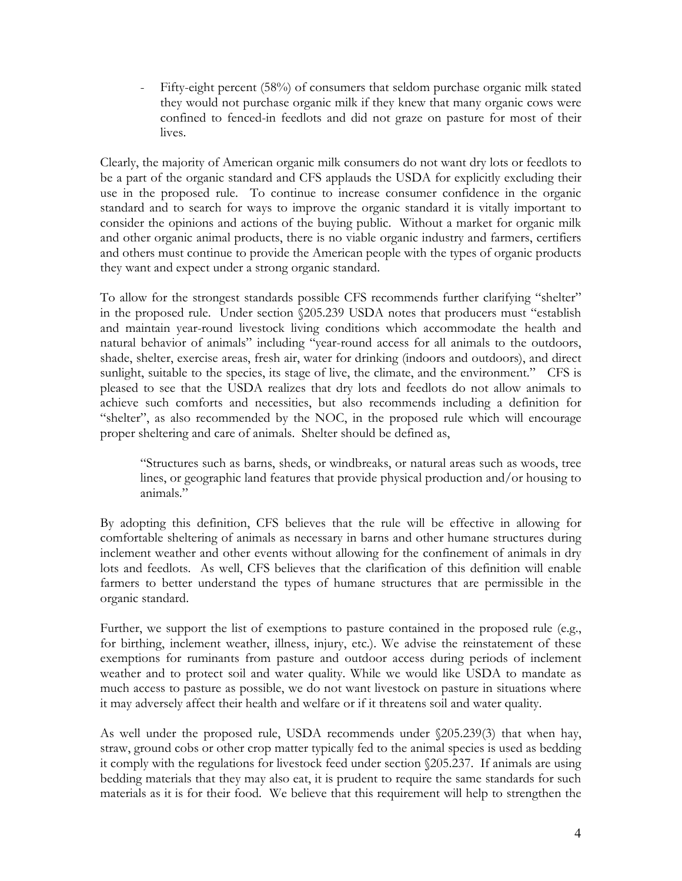- Fifty-eight percent (58%) of consumers that seldom purchase organic milk stated they would not purchase organic milk if they knew that many organic cows were confined to fenced-in feedlots and did not graze on pasture for most of their lives.

Clearly, the majority of American organic milk consumers do not want dry lots or feedlots to be a part of the organic standard and CFS applauds the USDA for explicitly excluding their use in the proposed rule. To continue to increase consumer confidence in the organic standard and to search for ways to improve the organic standard it is vitally important to consider the opinions and actions of the buying public. Without a market for organic milk and other organic animal products, there is no viable organic industry and farmers, certifiers and others must continue to provide the American people with the types of organic products they want and expect under a strong organic standard.

To allow for the strongest standards possible CFS recommends further clarifying "shelter" in the proposed rule. Under section §205.239 USDA notes that producers must "establish and maintain year-round livestock living conditions which accommodate the health and natural behavior of animals" including "year-round access for all animals to the outdoors, shade, shelter, exercise areas, fresh air, water for drinking (indoors and outdoors), and direct sunlight, suitable to the species, its stage of live, the climate, and the environment." CFS is pleased to see that the USDA realizes that dry lots and feedlots do not allow animals to achieve such comforts and necessities, but also recommends including a definition for "shelter", as also recommended by the NOC, in the proposed rule which will encourage proper sheltering and care of animals. Shelter should be defined as,

> "Structures such as barns, sheds, or windbreaks, or natural areas such as woods, tree lines, or geographic land features that provide physical production and/or housing to animals."

By adopting this definition, CFS believes that the rule will be effective in allowing for comfortable sheltering of animals as necessary in barns and other humane structures during inclement weather and other events without allowing for the confinement of animals in dry lots and feedlots. As well, CFS believes that the clarification of this definition will enable farmers to better understand the types of humane structures that are permissible in the organic standard.

Further, we support the list of exemptions to pasture contained in the proposed rule (e.g., for birthing, inclement weather, illness, injury, etc.). We advise the reinstatement of these exemptions for ruminants from pasture and outdoor access during periods of inclement weather and to protect soil and water quality. While we would like USDA to mandate as much access to pasture as possible, we do not want livestock on pasture in situations where it may adversely affect their health and welfare or if it threatens soil and water quality.

As well under the proposed rule, USDA recommends under §205.239(3) that when hay, straw, ground cobs or other crop matter typically fed to the animal species is used as bedding it comply with the regulations for livestock feed under section §205.237. If animals are using bedding materials that they may also eat, it is prudent to require the same standards for such materials as it is for their food. We believe that this requirement will help to strengthen the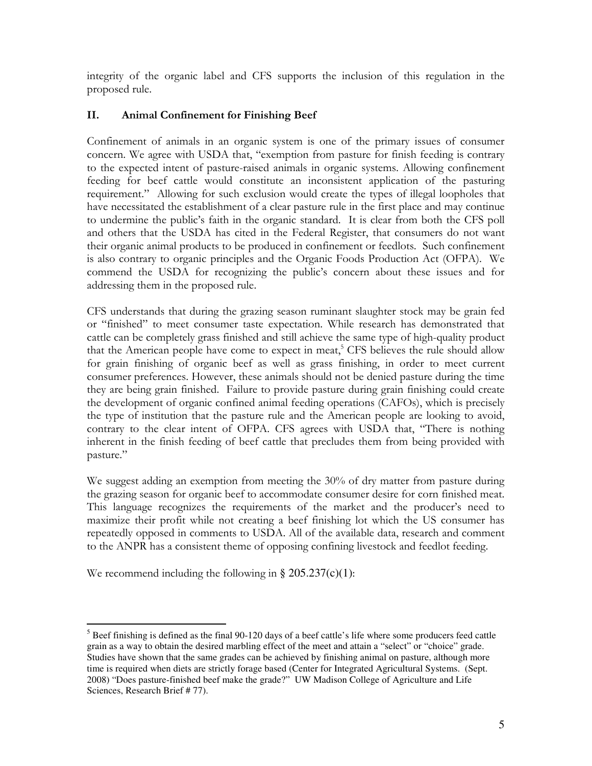integrity of the organic label and CFS supports the inclusion of this regulation in the proposed rule.

## II. Animal Confinement for Finishing Beef

Confinement of animals in an organic system is one of the primary issues of consumer concern. We agree with USDA that, "exemption from pasture for finish feeding is contrary to the expected intent of pasture-raised animals in organic systems. Allowing confinement feeding for beef cattle would constitute an inconsistent application of the pasturing requirement." Allowing for such exclusion would create the types of illegal loopholes that have necessitated the establishment of a clear pasture rule in the first place and may continue to undermine the public's faith in the organic standard. It is clear from both the CFS poll and others that the USDA has cited in the Federal Register, that consumers do not want their organic animal products to be produced in confinement or feedlots. Such confinement is also contrary to organic principles and the Organic Foods Production Act (OFPA). We commend the USDA for recognizing the public's concern about these issues and for addressing them in the proposed rule.

CFS understands that during the grazing season ruminant slaughter stock may be grain fed or "finished" to meet consumer taste expectation. While research has demonstrated that cattle can be completely grass finished and still achieve the same type of high-quality product that the American people have come to expect in meat,[5] CFS believes the rule should allow for grain finishing of organic beef as well as grass finishing, in order to meet current consumer preferences. However, these animals should not be denied pasture during the time they are being grain finished. Failure to provide pasture during grain finishing could create the development of organic confined animal feeding operations (CAFOs), which is precisely the type of institution that the pasture rule and the American people are looking to avoid, contrary to the clear intent of OFPA. CFS agrees with USDA that, "There is nothing inherent in the finish feeding of beef cattle that precludes them from being provided with pasture."

We suggest adding an exemption from meeting the 30% of dry matter from pasture during the grazing season for organic beef to accommodate consumer desire for corn finished meat. This language recognizes the requirements of the market and the producer's need to maximize their profit while not creating a beef finishing lot which the US consumer has repeatedly opposed in comments to USDA. All of the available data, research and comment to the ANPR has a consistent theme of opposing confining livestock and feedlot feeding.

We recommend including the following in § 205.237(c)(1):

---

[5] Beef finishing is defined as the final 90-120 days of a beef cattle's life where some producers feed cattle grain as a way to obtain the desired marbling effect of the meet and attain a "select" or "choice" grade. Studies have shown that the same grades can be achieved by finishing animal on pasture, although more time is required when diets are strictly forage based (Center for Integrated Agricultural Systems. (Sept. 2008) "Does pasture-finished beef make the grade?" UW Madison College of Agriculture and Life Sciences, Research Brief # 77).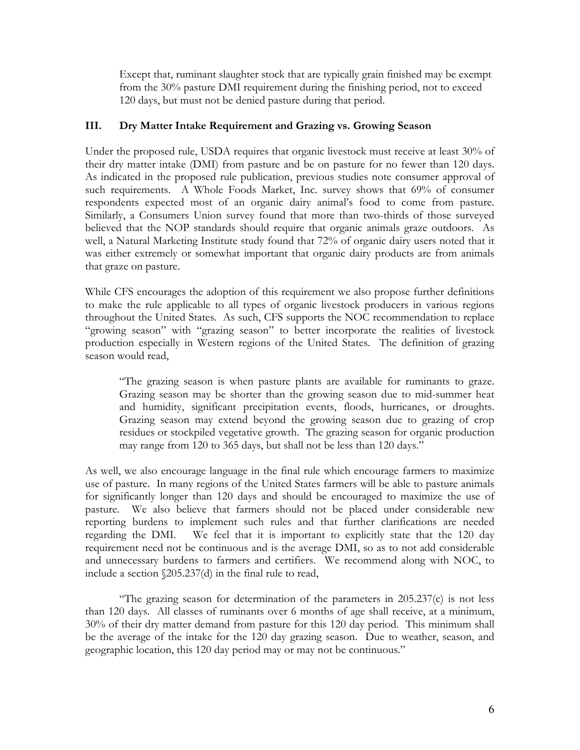Except that, ruminant slaughter stock that are typically grain finished may be exempt from the 30% pasture DMI requirement during the finishing period, not to exceed 120 days, but must not be denied pasture during that period.

### III. Dry Matter Intake Requirement and Grazing vs. Growing Season

Under the proposed rule, USDA requires that organic livestock must receive at least 30% of their dry matter intake (DMI) from pasture and be on pasture for no fewer than 120 days. As indicated in the proposed rule publication, previous studies note consumer approval of such requirements. A Whole Foods Market, Inc. survey shows that 69% of consumer respondents expected most of an organic dairy animal's food to come from pasture. Similarly, a Consumers Union survey found that more than two-thirds of those surveyed believed that the NOP standards should require that organic animals graze outdoors. As well, a Natural Marketing Institute study found that 72% of organic dairy users noted that it was either extremely or somewhat important that organic dairy products are from animals that graze on pasture.

While CFS encourages the adoption of this requirement we also propose further definitions to make the rule applicable to all types of organic livestock producers in various regions throughout the United States. As such, CFS supports the NOC recommendation to replace "growing season" with "grazing season" to better incorporate the realities of livestock production especially in Western regions of the United States. The definition of grazing season would read,

> "The grazing season is when pasture plants are available for ruminants to graze. Grazing season may be shorter than the growing season due to mid-summer heat and humidity, significant precipitation events, floods, hurricanes, or droughts. Grazing season may extend beyond the growing season due to grazing of crop residues or stockpiled vegetative growth. The grazing season for organic production may range from 120 to 365 days, but shall not be less than 120 days."

As well, we also encourage language in the final rule which encourage farmers to maximize use of pasture. In many regions of the United States farmers will be able to pasture animals for significantly longer than 120 days and should be encouraged to maximize the use of pasture. We also believe that farmers should not be placed under considerable new reporting burdens to implement such rules and that further clarifications are needed regarding the DMI. We feel that it is important to explicitly state that the 120 day requirement need not be continuous and is the average DMI, so as to not add considerable and unnecessary burdens to farmers and certifiers. We recommend along with NOC, to include a section §205.237(d) in the final rule to read,

> "The grazing season for determination of the parameters in 205.237(c) is not less than 120 days. All classes of ruminants over 6 months of age shall receive, at a minimum, 30% of their dry matter demand from pasture for this 120 day period. This minimum shall be the average of the intake for the 120 day grazing season. Due to weather, season, and geographic location, this 120 day period may or may not be continuous."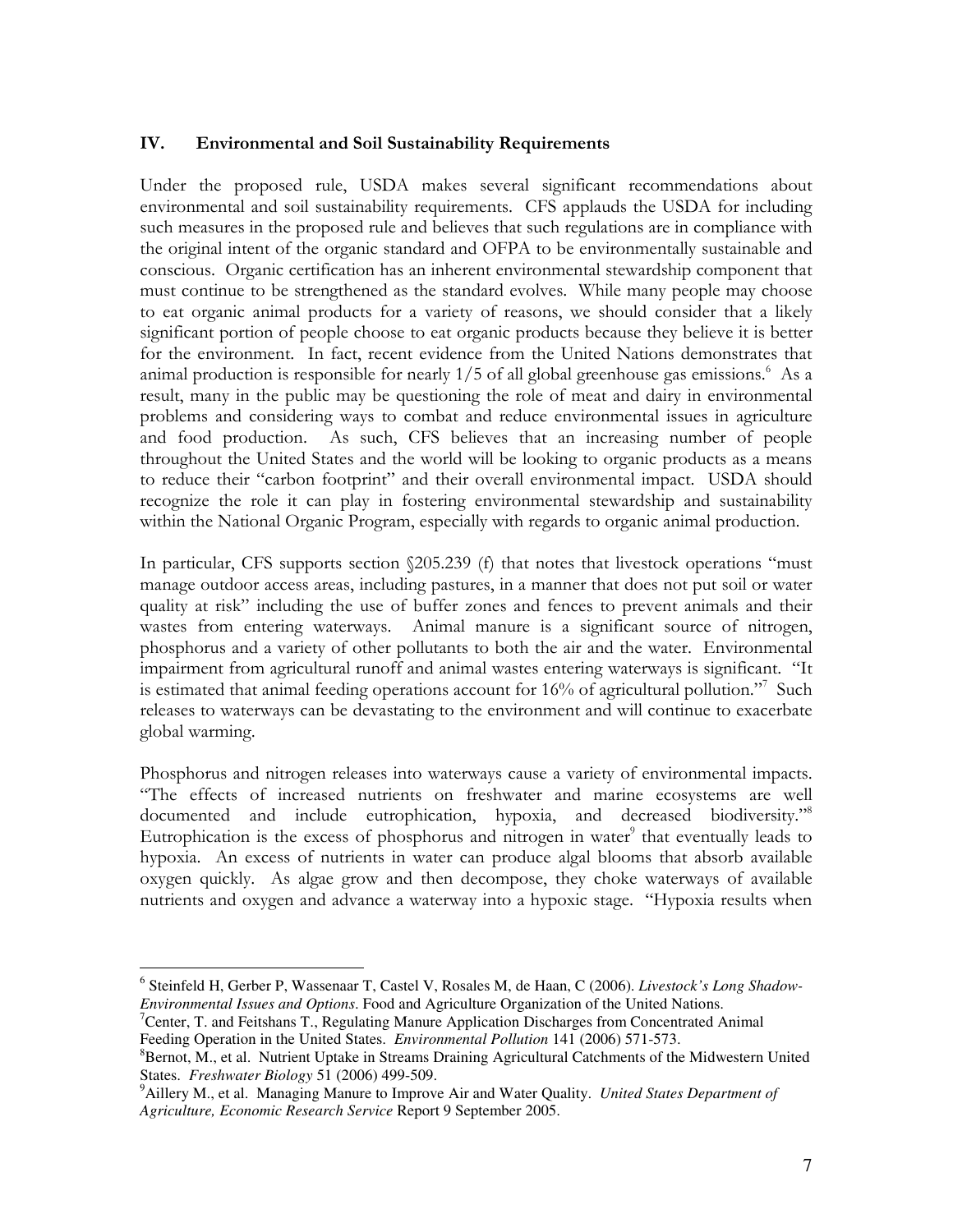## IV. Environmental and Soil Sustainability Requirements

Under the proposed rule, USDA makes several significant recommendations about environmental and soil sustainability requirements. CFS applauds the USDA for including such measures in the proposed rule and believes that such regulations are in compliance with the original intent of the organic standard and OFPA to be environmentally sustainable and conscious. Organic certification has an inherent environmental stewardship component that must continue to be strengthened as the standard evolves. While many people may choose to eat organic animal products for a variety of reasons, we should consider that a likely significant portion of people choose to eat organic products because they believe it is better for the environment. In fact, recent evidence from the United Nations demonstrates that animal production is responsible for nearly 1/5 of all global greenhouse gas emissions.[6] As a result, many in the public may be questioning the role of meat and dairy in environmental problems and considering ways to combat and reduce environmental issues in agriculture and food production. As such, CFS believes that an increasing number of people throughout the United States and the world will be looking to organic products as a means to reduce their "carbon footprint" and their overall environmental impact. USDA should recognize the role it can play in fostering environmental stewardship and sustainability within the National Organic Program, especially with regards to organic animal production.

In particular, CFS supports section §205.239 (f) that notes that livestock operations "must manage outdoor access areas, including pastures, in a manner that does not put soil or water quality at risk" including the use of buffer zones and fences to prevent animals and their wastes from entering waterways. Animal manure is a significant source of nitrogen, phosphorus and a variety of other pollutants to both the air and the water. Environmental impairment from agricultural runoff and animal wastes entering waterways is significant. "It is estimated that animal feeding operations account for 16% of agricultural pollution."[7] Such releases to waterways can be devastating to the environment and will continue to exacerbate global warming.

Phosphorus and nitrogen releases into waterways cause a variety of environmental impacts. "The effects of increased nutrients on freshwater and marine ecosystems are well documented and include eutrophication, hypoxia, and decreased biodiversity."[8] Eutrophication is the excess of phosphorus and nitrogen in water[9] that eventually leads to hypoxia. An excess of nutrients in water can produce algal blooms that absorb available oxygen quickly. As algae grow and then decompose, they choke waterways of available nutrients and oxygen and advance a waterway into a hypoxic stage. "Hypoxia results when

---

[6] Steinfeld H, Gerber P, Wassenaar T, Castel V, Rosales M, de Haan, C (2006). *Livestock's Long Shadow-Environmental Issues and Options*. Food and Agriculture Organization of the United Nations.

[7] Center, T. and Feitshans T., Regulating Manure Application Discharges from Concentrated Animal Feeding Operation in the United States. *Environmental Pollution* 141 (2006) 571-573.

[8] Bernot, M., et al. Nutrient Uptake in Streams Draining Agricultural Catchments of the Midwestern United States. *Freshwater Biology* 51 (2006) 499-509.

[9] Aillery M., et al. Managing Manure to Improve Air and Water Quality. *United States Department of Agriculture, Economic Research Service* Report 9 September 2005.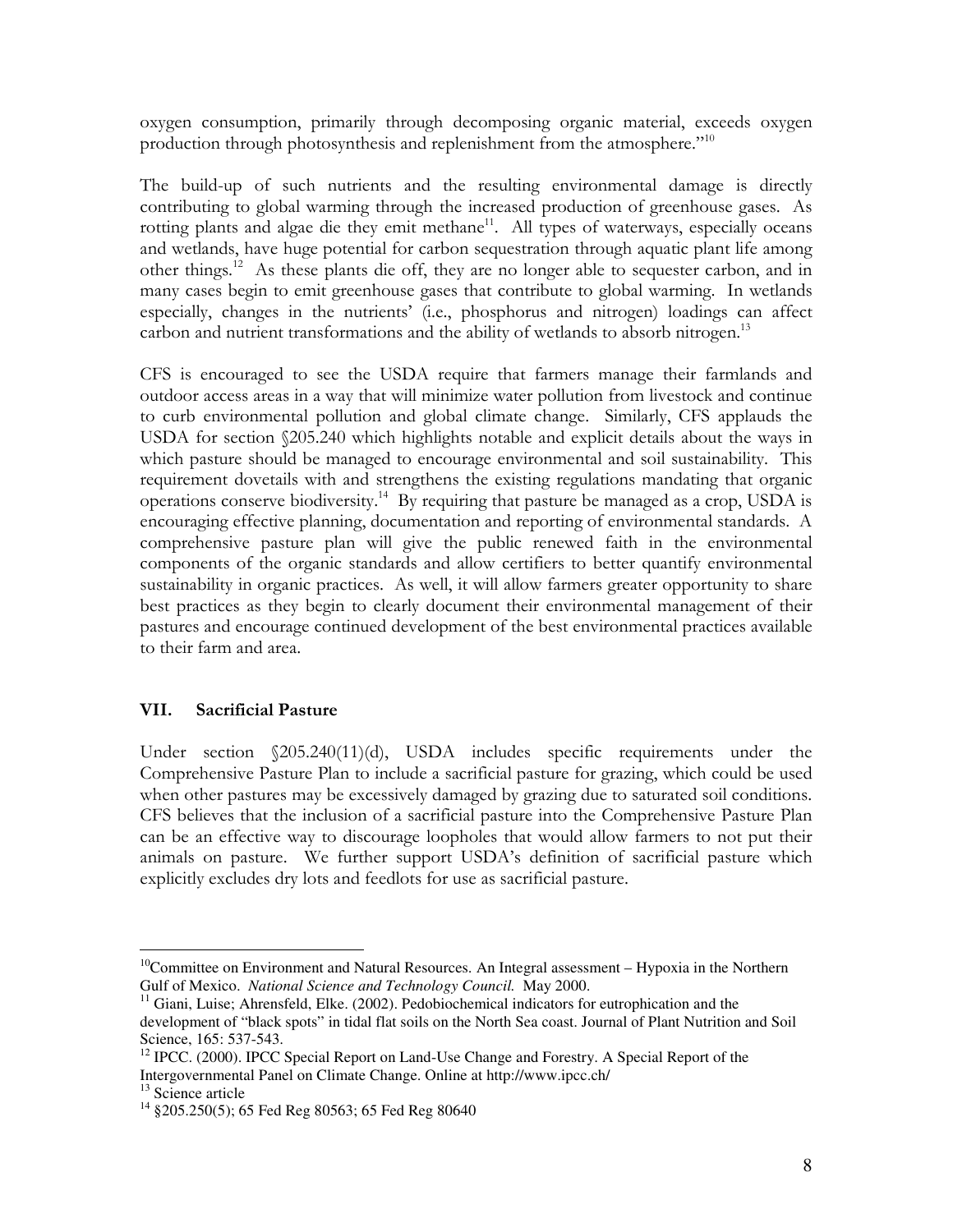oxygen consumption, primarily through decomposing organic material, exceeds oxygen production through photosynthesis and replenishment from the atmosphere."[10]

The build-up of such nutrients and the resulting environmental damage is directly contributing to global warming through the increased production of greenhouse gases. As rotting plants and algae die they emit methane[11]. All types of waterways, especially oceans and wetlands, have huge potential for carbon sequestration through aquatic plant life among other things.[12] As these plants die off, they are no longer able to sequester carbon, and in many cases begin to emit greenhouse gases that contribute to global warming. In wetlands especially, changes in the nutrients' (i.e., phosphorus and nitrogen) loadings can affect carbon and nutrient transformations and the ability of wetlands to absorb nitrogen.[13]

CFS is encouraged to see the USDA require that farmers manage their farmlands and outdoor access areas in a way that will minimize water pollution from livestock and continue to curb environmental pollution and global climate change. Similarly, CFS applauds the USDA for section §205.240 which highlights notable and explicit details about the ways in which pasture should be managed to encourage environmental and soil sustainability. This requirement dovetails with and strengthens the existing regulations mandating that organic operations conserve biodiversity.[14] By requiring that pasture be managed as a crop, USDA is encouraging effective planning, documentation and reporting of environmental standards. A comprehensive pasture plan will give the public renewed faith in the environmental components of the organic standards and allow certifiers to better quantify environmental sustainability in organic practices. As well, it will allow farmers greater opportunity to share best practices as they begin to clearly document their environmental management of their pastures and encourage continued development of the best environmental practices available to their farm and area.

## VII. Sacrificial Pasture

Under section §205.240(11)(d), USDA includes specific requirements under the Comprehensive Pasture Plan to include a sacrificial pasture for grazing, which could be used when other pastures may be excessively damaged by grazing due to saturated soil conditions. CFS believes that the inclusion of a sacrificial pasture into the Comprehensive Pasture Plan can be an effective way to discourage loopholes that would allow farmers to not put their animals on pasture. We further support USDA's definition of sacrificial pasture which explicitly excludes dry lots and feedlots for use as sacrificial pasture.

---

[10] Committee on Environment and Natural Resources. An Integral assessment – Hypoxia in the Northern Gulf of Mexico. *National Science and Technology Council.* May 2000.

[11] Giani, Luise; Ahrensfeld, Elke. (2002). Pedobiochemical indicators for eutrophication and the development of "black spots" in tidal flat soils on the North Sea coast. Journal of Plant Nutrition and Soil Science, 165: 537-543.

[12] IPCC. (2000). IPCC Special Report on Land-Use Change and Forestry. A Special Report of the Intergovernmental Panel on Climate Change. Online at http://www.ipcc.ch/

[13] Science article

[14] §205.250(5); 65 Fed Reg 80563; 65 Fed Reg 80640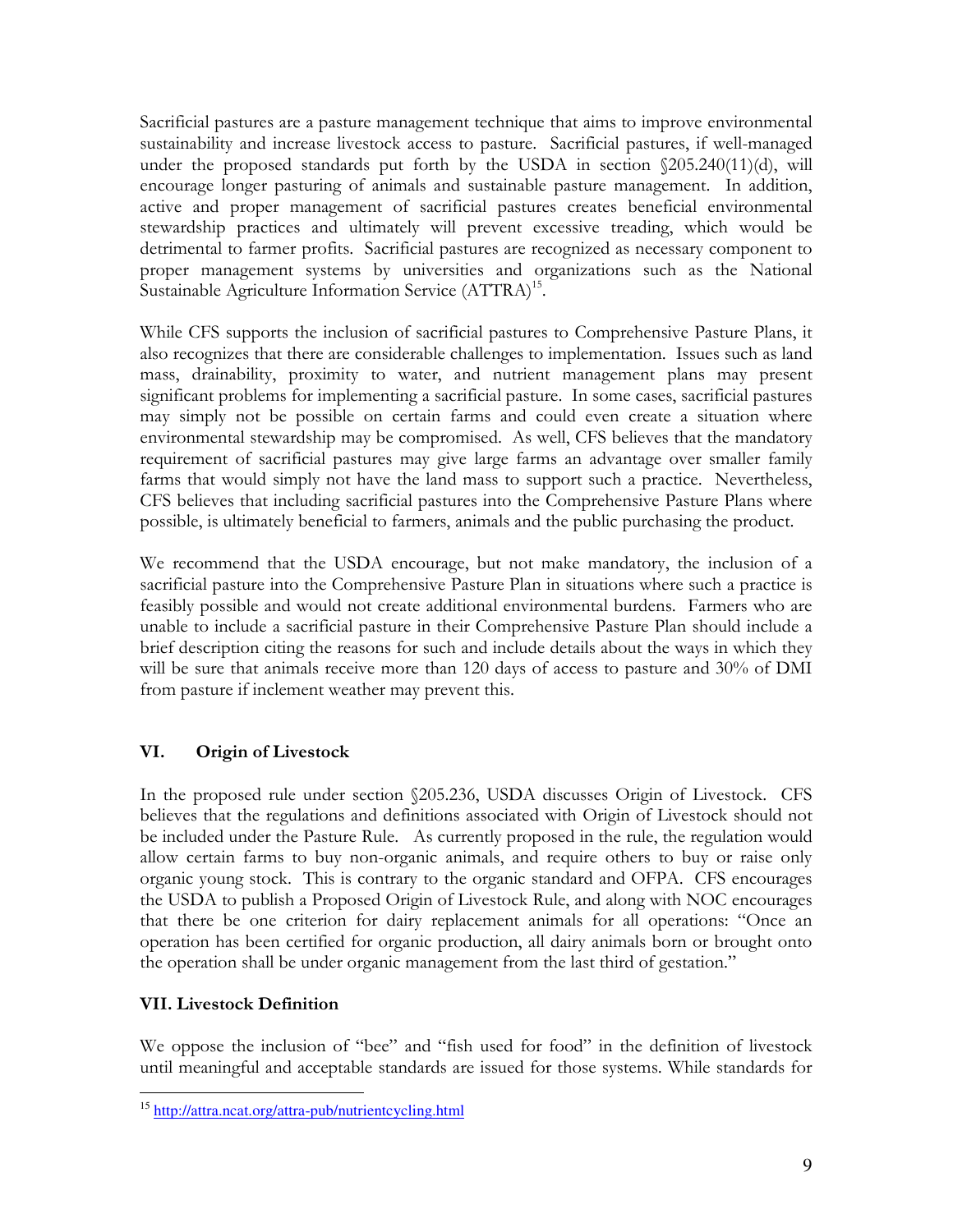Sacrificial pastures are a pasture management technique that aims to improve environmental sustainability and increase livestock access to pasture. Sacrificial pastures, if well-managed under the proposed standards put forth by the USDA in section §205.240(11)(d), will encourage longer pasturing of animals and sustainable pasture management. In addition, active and proper management of sacrificial pastures creates beneficial environmental stewardship practices and ultimately will prevent excessive treading, which would be detrimental to farmer profits. Sacrificial pastures are recognized as necessary component to proper management systems by universities and organizations such as the National Sustainable Agriculture Information Service (ATTRA)[15].

While CFS supports the inclusion of sacrificial pastures to Comprehensive Pasture Plans, it also recognizes that there are considerable challenges to implementation. Issues such as land mass, drainability, proximity to water, and nutrient management plans may present significant problems for implementing a sacrificial pasture. In some cases, sacrificial pastures may simply not be possible on certain farms and could even create a situation where environmental stewardship may be compromised. As well, CFS believes that the mandatory requirement of sacrificial pastures may give large farms an advantage over smaller family farms that would simply not have the land mass to support such a practice. Nevertheless, CFS believes that including sacrificial pastures into the Comprehensive Pasture Plans where possible, is ultimately beneficial to farmers, animals and the public purchasing the product.

We recommend that the USDA encourage, but not make mandatory, the inclusion of a sacrificial pasture into the Comprehensive Pasture Plan in situations where such a practice is feasibly possible and would not create additional environmental burdens. Farmers who are unable to include a sacrificial pasture in their Comprehensive Pasture Plan should include a brief description citing the reasons for such and include details about the ways in which they will be sure that animals receive more than 120 days of access to pasture and 30% of DMI from pasture if inclement weather may prevent this.

## VI. Origin of Livestock

In the proposed rule under section §205.236, USDA discusses Origin of Livestock. CFS believes that the regulations and definitions associated with Origin of Livestock should not be included under the Pasture Rule. As currently proposed in the rule, the regulation would allow certain farms to buy non-organic animals, and require others to buy or raise only organic young stock. This is contrary to the organic standard and OFPA. CFS encourages the USDA to publish a Proposed Origin of Livestock Rule, and along with NOC encourages that there be one criterion for dairy replacement animals for all operations: "Once an operation has been certified for organic production, all dairy animals born or brought onto the operation shall be under organic management from the last third of gestation."

## VII. Livestock Definition

We oppose the inclusion of "bee" and "fish used for food" in the definition of livestock until meaningful and acceptable standards are issued for those systems. While standards for

---

[15] http://attra.ncat.org/attra-pub/nutrientcycling.html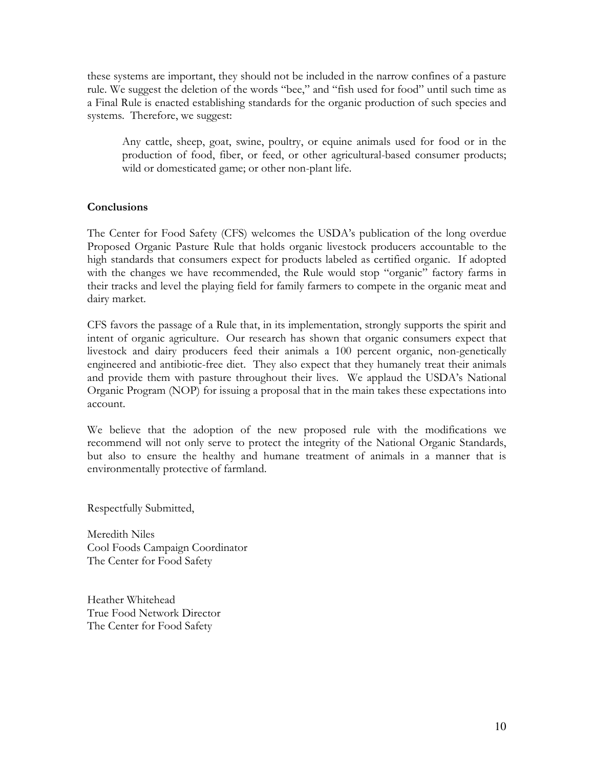these systems are important, they should not be included in the narrow confines of a pasture rule. We suggest the deletion of the words "bee," and "fish used for food" until such time as a Final Rule is enacted establishing standards for the organic production of such species and systems. Therefore, we suggest:

> Any cattle, sheep, goat, swine, poultry, or equine animals used for food or in the production of food, fiber, or feed, or other agricultural-based consumer products; wild or domesticated game; or other non-plant life.

**Conclusions**

The Center for Food Safety (CFS) welcomes the USDA's publication of the long overdue Proposed Organic Pasture Rule that holds organic livestock producers accountable to the high standards that consumers expect for products labeled as certified organic. If adopted with the changes we have recommended, the Rule would stop "organic" factory farms in their tracks and level the playing field for family farmers to compete in the organic meat and dairy market.

CFS favors the passage of a Rule that, in its implementation, strongly supports the spirit and intent of organic agriculture. Our research has shown that organic consumers expect that livestock and dairy producers feed their animals a 100 percent organic, non-genetically engineered and antibiotic-free diet. They also expect that they humanely treat their animals and provide them with pasture throughout their lives. We applaud the USDA's National Organic Program (NOP) for issuing a proposal that in the main takes these expectations into account.

We believe that the adoption of the new proposed rule with the modifications we recommend will not only serve to protect the integrity of the National Organic Standards, but also to ensure the healthy and humane treatment of animals in a manner that is environmentally protective of farmland.

Respectfully Submitted,

Meredith Niles
Cool Foods Campaign Coordinator
The Center for Food Safety

Heather Whitehead
True Food Network Director
The Center for Food Safety